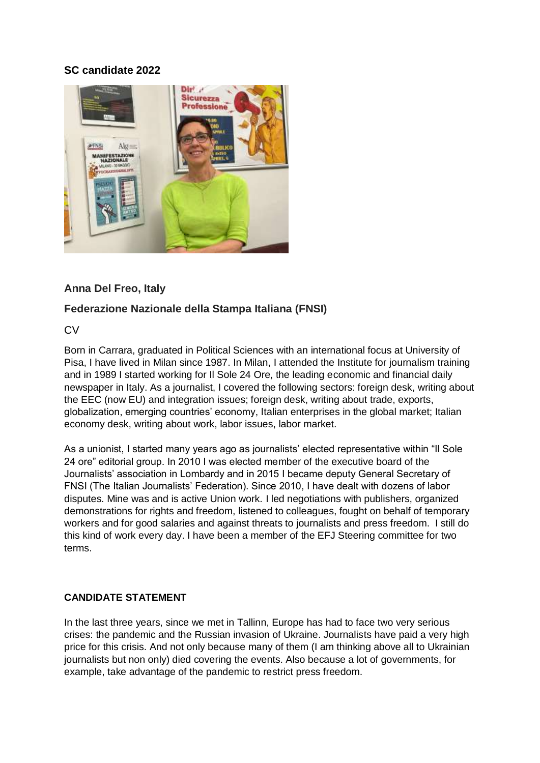**SC candidate 2022**

**Anna Del Freo, Italy**

**Federazione Nazionale della Stampa Italiana (FNSI)**

CV

Born in Carrara, graduated in Political Sciences with an international focus at University of Pisa, I have lived in Milan since 1987. In Milan, I attended the Institute for journalism training and in 1989 I started working for Il Sole 24 Ore, the leading economic and financial daily newspaper in Italy. As a journalist, I covered the following sectors: foreign desk, writing about the EEC (now EU) and integration issues; foreign desk, writing about trade, exports, globalization, emerging countries' economy, Italian enterprises in the global market; Italian economy desk, writing about work, labor issues, labor market.

As a unionist, I started many years ago as journalists' elected representative within "Il Sole 24 ore" editorial group. In 2010 I was elected member of the executive board of the Journalists' association in Lombardy and in 2015 I became deputy General Secretary of FNSI (The Italian Journalists' Federation). Since 2010, I have dealt with dozens of labor disputes. Mine was and is active Union work. I led negotiations with publishers, organized demonstrations for rights and freedom, listened to colleagues, fought on behalf of temporary workers and for good salaries and against threats to journalists and press freedom. I still do this kind of work every day. I have been a member of the EFJ Steering committee for two terms.

**CANDIDATE STATEMENT**

In the last three years, since we met in Tallinn, Europe has had to face two very serious crises: the pandemic and the Russian invasion of Ukraine. Journalists have paid a very high price for this crisis. And not only because many of them (I am thinking above all to Ukrainian journalists but non only) died covering the events. Also because a lot of governments, for example, take advantage of the pandemic to restrict press freedom.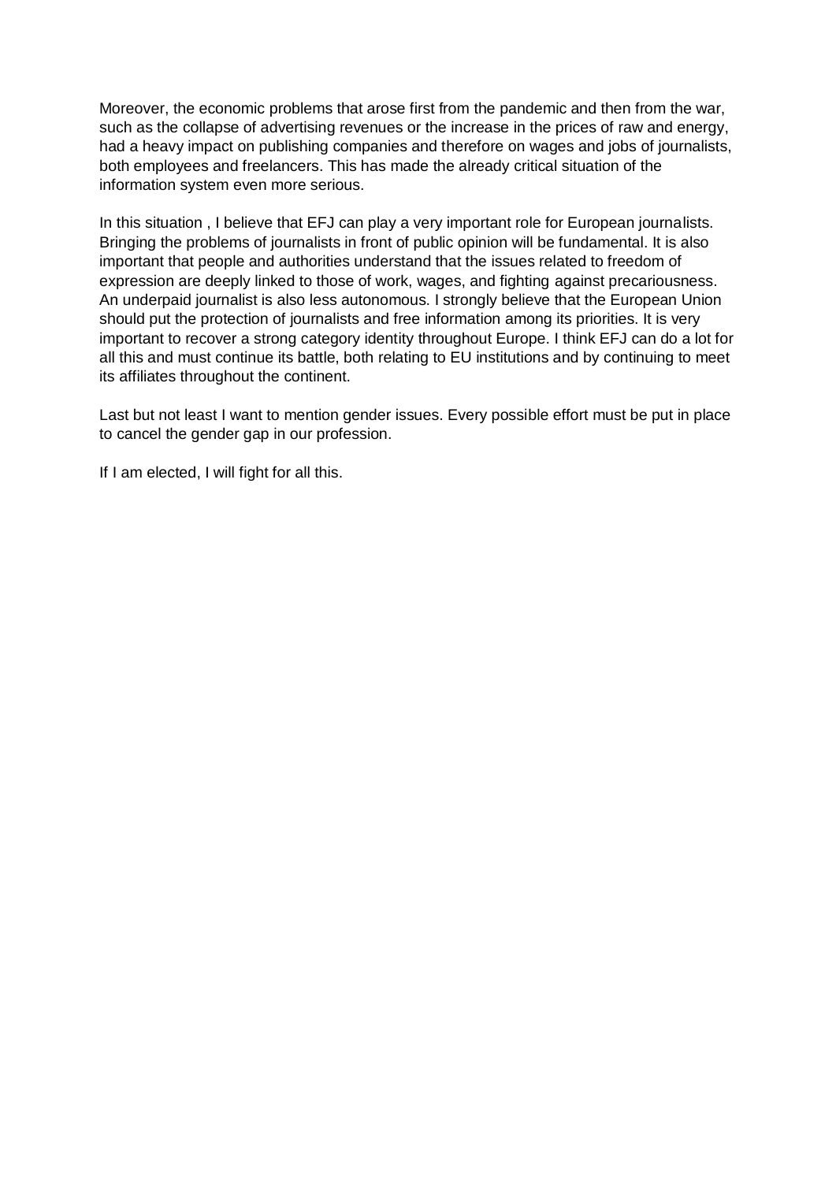Moreover, the economic problems that arose first from the pandemic and then from the war, such as the collapse of advertising revenues or the increase in the prices of raw and energy, had a heavy impact on publishing companies and therefore on wages and jobs of journalists, both employees and freelancers. This has made the already critical situation of the information system even more serious.

In this situation , I believe that EFJ can play a very important role for European journalists. Bringing the problems of journalists in front of public opinion will be fundamental. It is also important that people and authorities understand that the issues related to freedom of expression are deeply linked to those of work, wages, and fighting against precariousness. An underpaid journalist is also less autonomous. I strongly believe that the European Union should put the protection of journalists and free information among its priorities. It is very important to recover a strong category identity throughout Europe. I think EFJ can do a lot for all this and must continue its battle, both relating to EU institutions and by continuing to meet its affiliates throughout the continent.

Last but not least I want to mention gender issues. Every possible effort must be put in place to cancel the gender gap in our profession.

If I am elected, I will fight for all this.